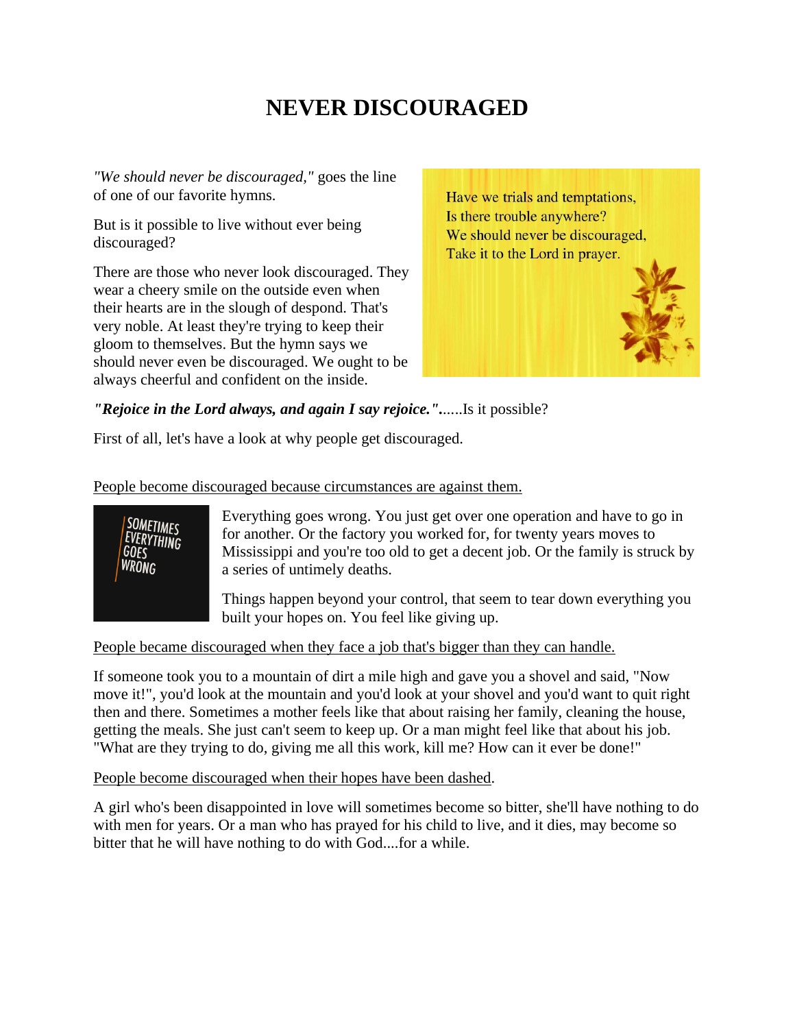# NEVER DISCOURAGED

*"We should never be discouraged,"* goes the line of one of our favorite hymns.

But is it possible to live without ever being discouraged?

There are those who never look discouraged. They wear a cheery smile on the outside even when their hearts are in the slough of despond. That's very noble. At least they're trying to keep their gloom to themselves. But the hymn says we should never even be discouraged. We ought to be always cheerful and confident on the inside.

Have we trials and temptations,
Is there trouble anywhere?
We should never be discouraged,
Take it to the Lord in prayer.

***"Rejoice in the Lord always, and again I say rejoice."***......Is it possible?

First of all, let's have a look at why people get discouraged.

<u>People become discouraged because circumstances are against them.</u>

SOMETIMES EVERYTHING GOES WRONG

Everything goes wrong. You just get over one operation and have to go in for another. Or the factory you worked for, for twenty years moves to Mississippi and you're too old to get a decent job. Or the family is struck by a series of untimely deaths.

Things happen beyond your control, that seem to tear down everything you built your hopes on. You feel like giving up.

<u>People became discouraged when they face a job that's bigger than they can handle.</u>

If someone took you to a mountain of dirt a mile high and gave you a shovel and said, "Now move it!", you'd look at the mountain and you'd look at your shovel and you'd want to quit right then and there. Sometimes a mother feels like that about raising her family, cleaning the house, getting the meals. She just can't seem to keep up. Or a man might feel like that about his job. "What are they trying to do, giving me all this work, kill me? How can it ever be done!"

<u>People become discouraged when their hopes have been dashed</u>.

A girl who's been disappointed in love will sometimes become so bitter, she'll have nothing to do with men for years. Or a man who has prayed for his child to live, and it dies, may become so bitter that he will have nothing to do with God....for a while.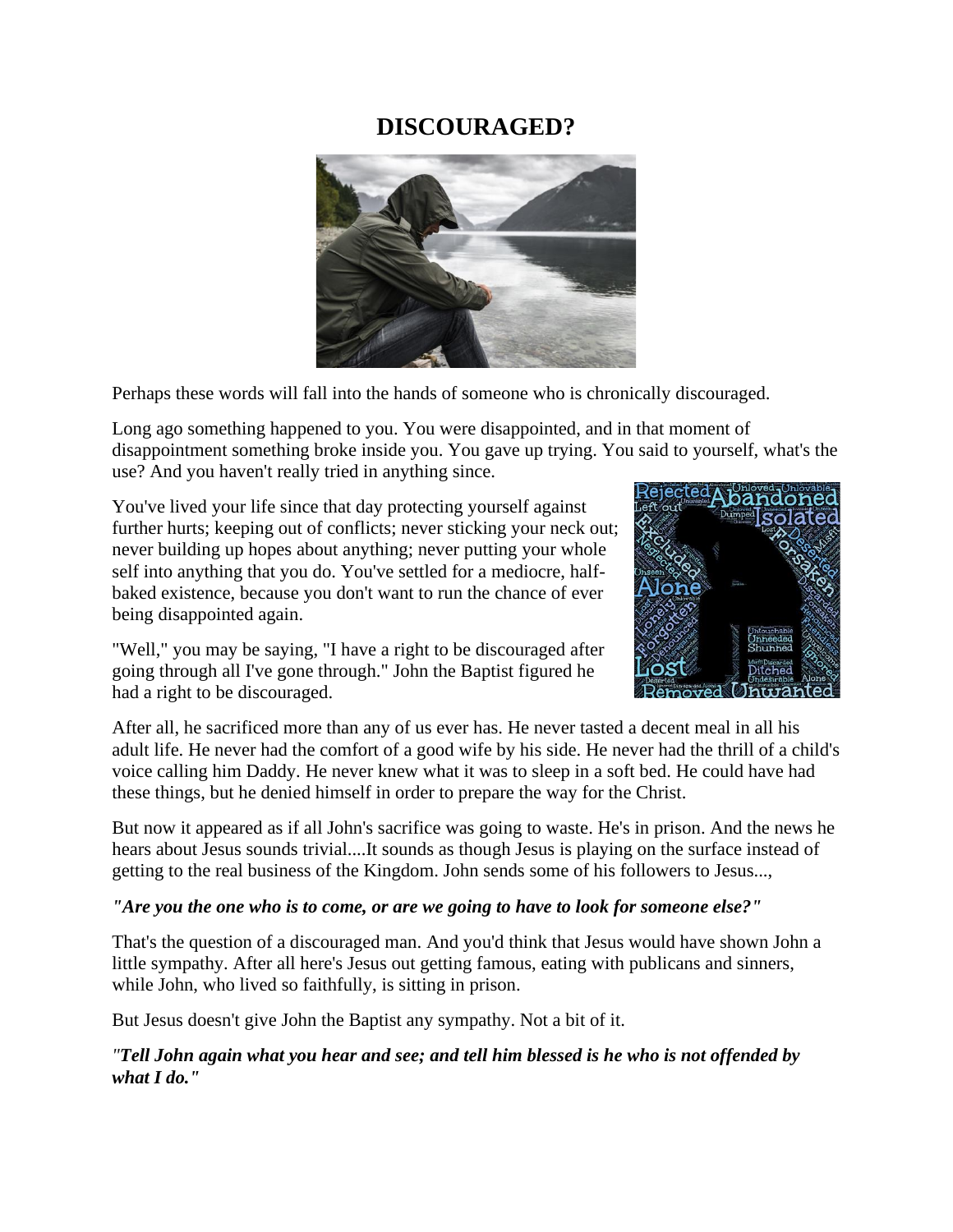# DISCOURAGED?

Perhaps these words will fall into the hands of someone who is chronically discouraged.

Long ago something happened to you. You were disappointed, and in that moment of disappointment something broke inside you. You gave up trying. You said to yourself, what's the use? And you haven't really tried in anything since.

You've lived your life since that day protecting yourself against further hurts; keeping out of conflicts; never sticking your neck out; never building up hopes about anything; never putting your whole self into anything that you do. You've settled for a mediocre, half-baked existence, because you don't want to run the chance of ever being disappointed again.

"Well," you may be saying, "I have a right to be discouraged after going through all I've gone through." John the Baptist figured he had a right to be discouraged.

After all, he sacrificed more than any of us ever has. He never tasted a decent meal in all his adult life. He never had the comfort of a good wife by his side. He never had the thrill of a child's voice calling him Daddy. He never knew what it was to sleep in a soft bed. He could have had these things, but he denied himself in order to prepare the way for the Christ.

But now it appeared as if all John's sacrifice was going to waste. He's in prison. And the news he hears about Jesus sounds trivial....It sounds as though Jesus is playing on the surface instead of getting to the real business of the Kingdom. John sends some of his followers to Jesus...,

***"Are you the one who is to come, or are we going to have to look for someone else?"***

That's the question of a discouraged man. And you'd think that Jesus would have shown John a little sympathy. After all here's Jesus out getting famous, eating with publicans and sinners, while John, who lived so faithfully, is sitting in prison.

But Jesus doesn't give John the Baptist any sympathy. Not a bit of it.

***"Tell John again what you hear and see; and tell him blessed is he who is not offended by what I do."***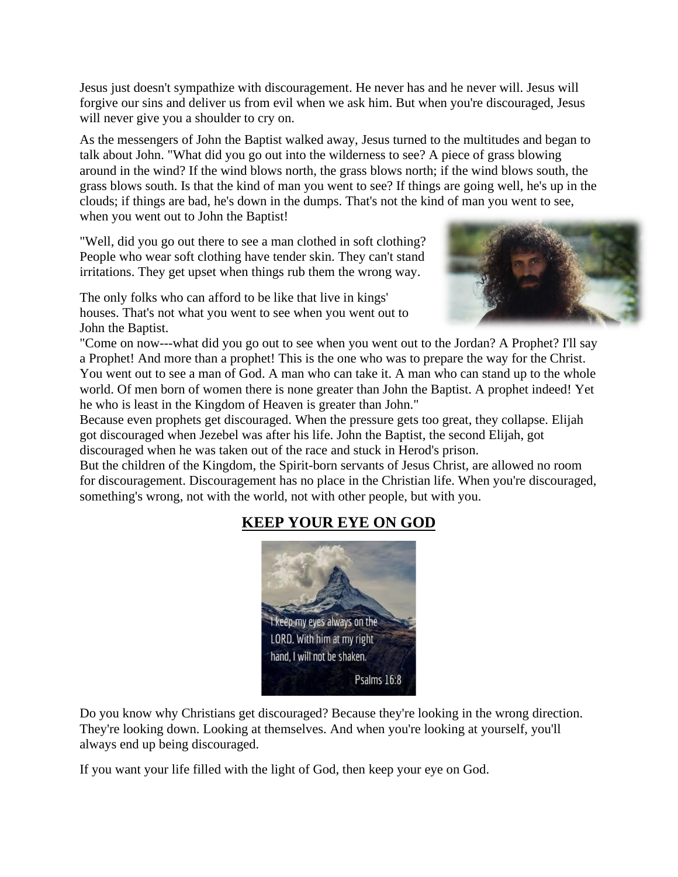Jesus just doesn't sympathize with discouragement. He never has and he never will. Jesus will forgive our sins and deliver us from evil when we ask him. But when you're discouraged, Jesus will never give you a shoulder to cry on.

As the messengers of John the Baptist walked away, Jesus turned to the multitudes and began to talk about John. "What did you go out into the wilderness to see? A piece of grass blowing around in the wind? If the wind blows north, the grass blows north; if the wind blows south, the grass blows south. Is that the kind of man you went to see? If things are going well, he's up in the clouds; if things are bad, he's down in the dumps. That's not the kind of man you went to see, when you went out to John the Baptist!

"Well, did you go out there to see a man clothed in soft clothing? People who wear soft clothing have tender skin. They can't stand irritations. They get upset when things rub them the wrong way.

The only folks who can afford to be like that live in kings' houses. That's not what you went to see when you went out to John the Baptist.

"Come on now---what did you go out to see when you went out to the Jordan? A Prophet? I'll say a Prophet! And more than a prophet! This is the one who was to prepare the way for the Christ. You went out to see a man of God. A man who can take it. A man who can stand up to the whole world. Of men born of women there is none greater than John the Baptist. A prophet indeed! Yet he who is least in the Kingdom of Heaven is greater than John."

Because even prophets get discouraged. When the pressure gets too great, they collapse. Elijah got discouraged when Jezebel was after his life. John the Baptist, the second Elijah, got discouraged when he was taken out of the race and stuck in Herod's prison.

But the children of the Kingdom, the Spirit-born servants of Jesus Christ, are allowed no room for discouragement. Discouragement has no place in the Christian life. When you're discouraged, something's wrong, not with the world, not with other people, but with you.

## **KEEP YOUR EYE ON GOD**

Do you know why Christians get discouraged? Because they're looking in the wrong direction. They're looking down. Looking at themselves. And when you're looking at yourself, you'll always end up being discouraged.

If you want your life filled with the light of God, then keep your eye on God.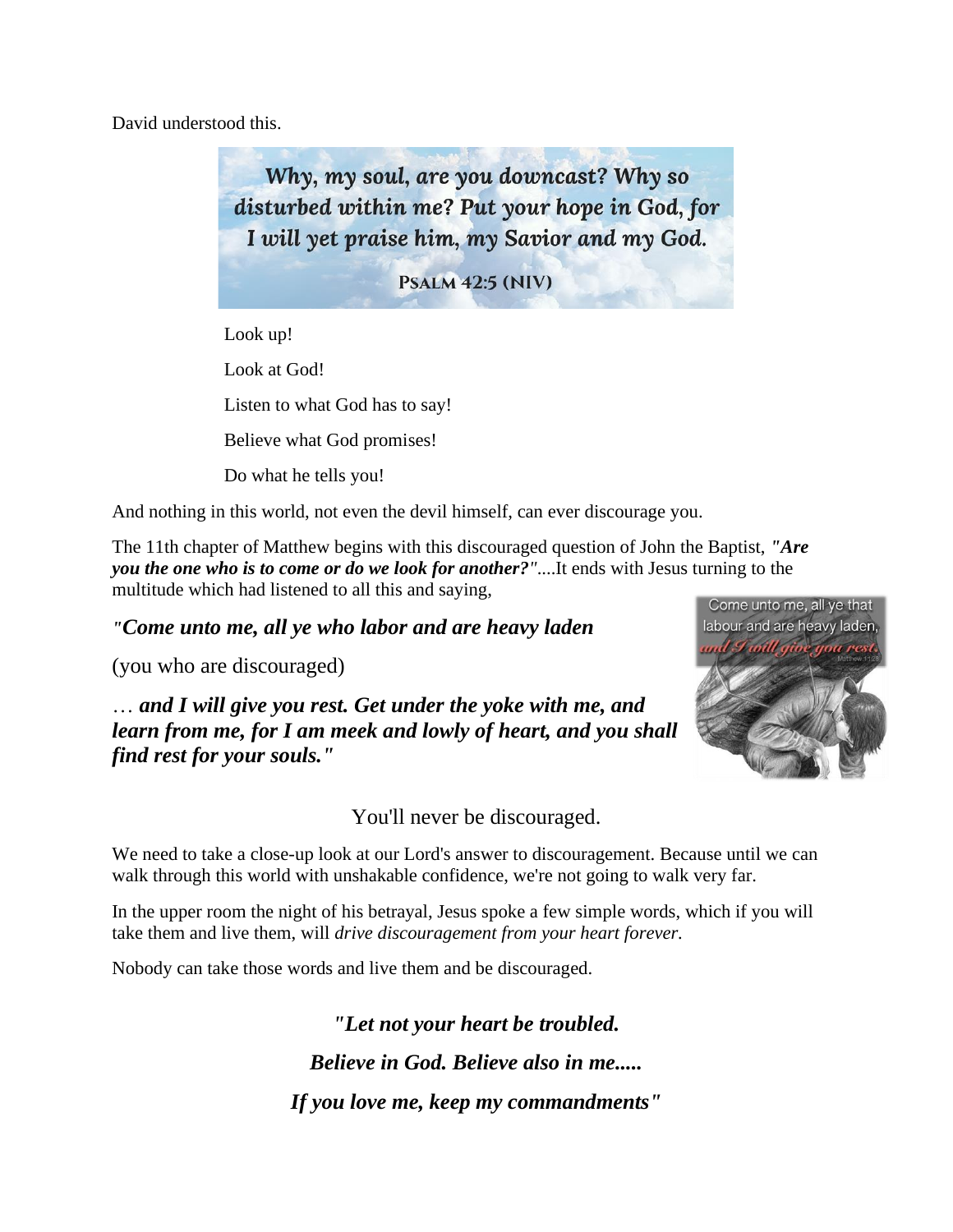David understood this.

Why, my soul, are you downcast? Why so disturbed within me? Put your hope in God, for I will yet praise him, my Savior and my God.

PSALM 42:5 (NIV)

Look up!

Look at God!

Listen to what God has to say!

Believe what God promises!

Do what he tells you!

And nothing in this world, not even the devil himself, can ever discourage you.

The 11th chapter of Matthew begins with this discouraged question of John the Baptist, ***"Are you the one who is to come or do we look for another?"***....It ends with Jesus turning to the multitude which had listened to all this and saying,

***"Come unto me, all ye who labor and are heavy laden***

(you who are discouraged)

… ***and I will give you rest. Get under the yoke with me, and learn from me, for I am meek and lowly of heart, and you shall find rest for your souls."***

Come unto me, all ye that labour and are heavy laden, and I will give you rest. Matthew 11:28

You'll never be discouraged.

We need to take a close-up look at our Lord's answer to discouragement. Because until we can walk through this world with unshakable confidence, we're not going to walk very far.

In the upper room the night of his betrayal, Jesus spoke a few simple words, which if you will take them and live them, will *drive discouragement from your heart forever.*

Nobody can take those words and live them and be discouraged.

***"Let not your heart be troubled.***

***Believe in God. Believe also in me.....***

***If you love me, keep my commandments"***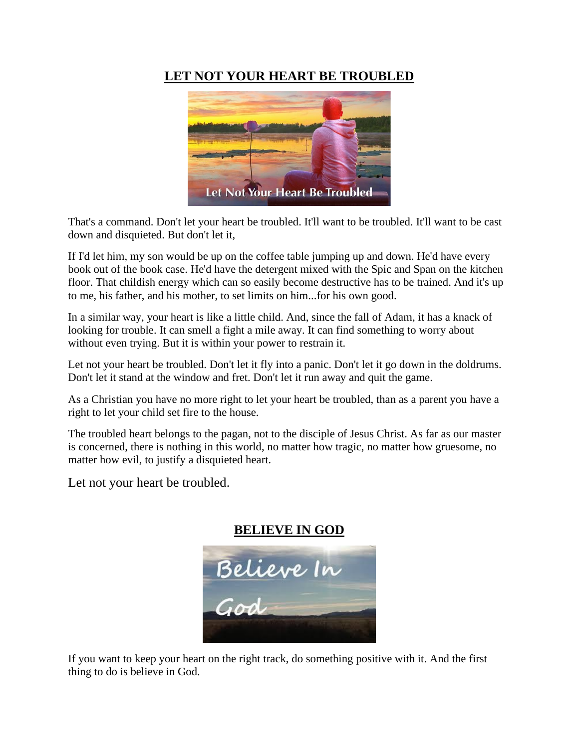## LET NOT YOUR HEART BE TROUBLED

That's a command. Don't let your heart be troubled. It'll want to be troubled. It'll want to be cast down and disquieted. But don't let it,

If I'd let him, my son would be up on the coffee table jumping up and down. He'd have every book out of the book case. He'd have the detergent mixed with the Spic and Span on the kitchen floor. That childish energy which can so easily become destructive has to be trained. And it's up to me, his father, and his mother, to set limits on him...for his own good.

In a similar way, your heart is like a little child. And, since the fall of Adam, it has a knack of looking for trouble. It can smell a fight a mile away. It can find something to worry about without even trying. But it is within your power to restrain it.

Let not your heart be troubled. Don't let it fly into a panic. Don't let it go down in the doldrums. Don't let it stand at the window and fret. Don't let it run away and quit the game.

As a Christian you have no more right to let your heart be troubled, than as a parent you have a right to let your child set fire to the house.

The troubled heart belongs to the pagan, not to the disciple of Jesus Christ. As far as our master is concerned, there is nothing in this world, no matter how tragic, no matter how gruesome, no matter how evil, to justify a disquieted heart.

Let not your heart be troubled.

## BELIEVE IN GOD

If you want to keep your heart on the right track, do something positive with it. And the first thing to do is believe in God.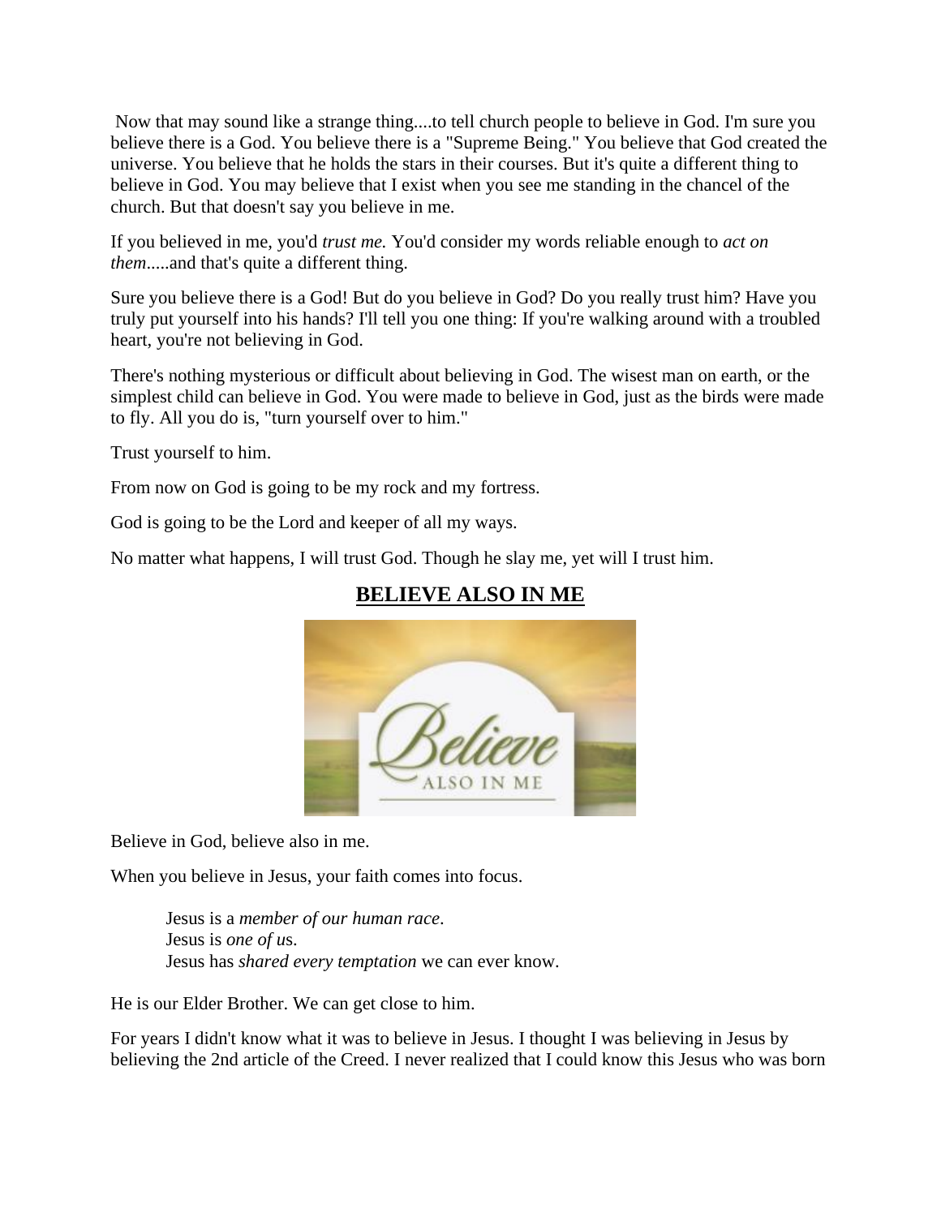Now that may sound like a strange thing....to tell church people to believe in God. I'm sure you believe there is a God. You believe there is a "Supreme Being." You believe that God created the universe. You believe that he holds the stars in their courses. But it's quite a different thing to believe in God. You may believe that I exist when you see me standing in the chancel of the church. But that doesn't say you believe in me.

If you believed in me, you'd *trust me.* You'd consider my words reliable enough to *act on them*.....and that's quite a different thing.

Sure you believe there is a God! But do you believe in God? Do you really trust him? Have you truly put yourself into his hands? I'll tell you one thing: If you're walking around with a troubled heart, you're not believing in God.

There's nothing mysterious or difficult about believing in God. The wisest man on earth, or the simplest child can believe in God. You were made to believe in God, just as the birds were made to fly. All you do is, "turn yourself over to him."

Trust yourself to him.

From now on God is going to be my rock and my fortress.

God is going to be the Lord and keeper of all my ways.

No matter what happens, I will trust God. Though he slay me, yet will I trust him.

## BELIEVE ALSO IN ME

Believe in God, believe also in me.

When you believe in Jesus, your faith comes into focus.

> Jesus is a *member of our human race*.
> Jesus is *one of u*s.
> Jesus has *shared every temptation* we can ever know.

He is our Elder Brother. We can get close to him.

For years I didn't know what it was to believe in Jesus. I thought I was believing in Jesus by believing the 2nd article of the Creed. I never realized that I could know this Jesus who was born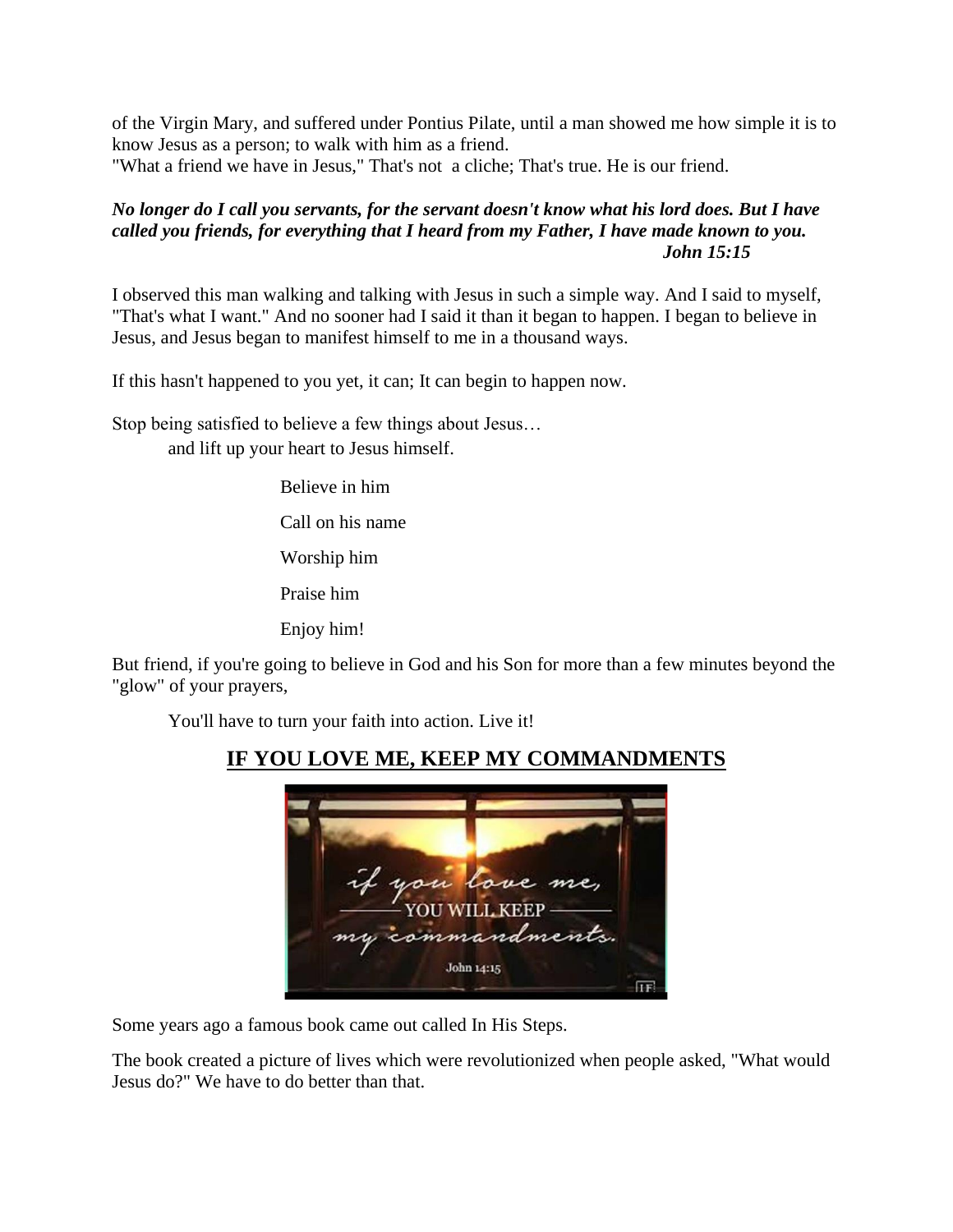of the Virgin Mary, and suffered under Pontius Pilate, until a man showed me how simple it is to know Jesus as a person; to walk with him as a friend.
"What a friend we have in Jesus," That's not a cliche; That's true. He is our friend.

***No longer do I call you servants, for the servant doesn't know what his lord does. But I have called you friends, for everything that I heard from my Father, I have made known to you.***
***John 15:15***

I observed this man walking and talking with Jesus in such a simple way. And I said to myself, "That's what I want." And no sooner had I said it than it began to happen. I began to believe in Jesus, and Jesus began to manifest himself to me in a thousand ways.

If this hasn't happened to you yet, it can; It can begin to happen now.

Stop being satisfied to believe a few things about Jesus…
and lift up your heart to Jesus himself.

Believe in him

Call on his name

Worship him

Praise him

Enjoy him!

But friend, if you're going to believe in God and his Son for more than a few minutes beyond the "glow" of your prayers,

You'll have to turn your faith into action. Live it!

## IF YOU LOVE ME, KEEP MY COMMANDMENTS

Some years ago a famous book came out called In His Steps.

The book created a picture of lives which were revolutionized when people asked, "What would Jesus do?" We have to do better than that.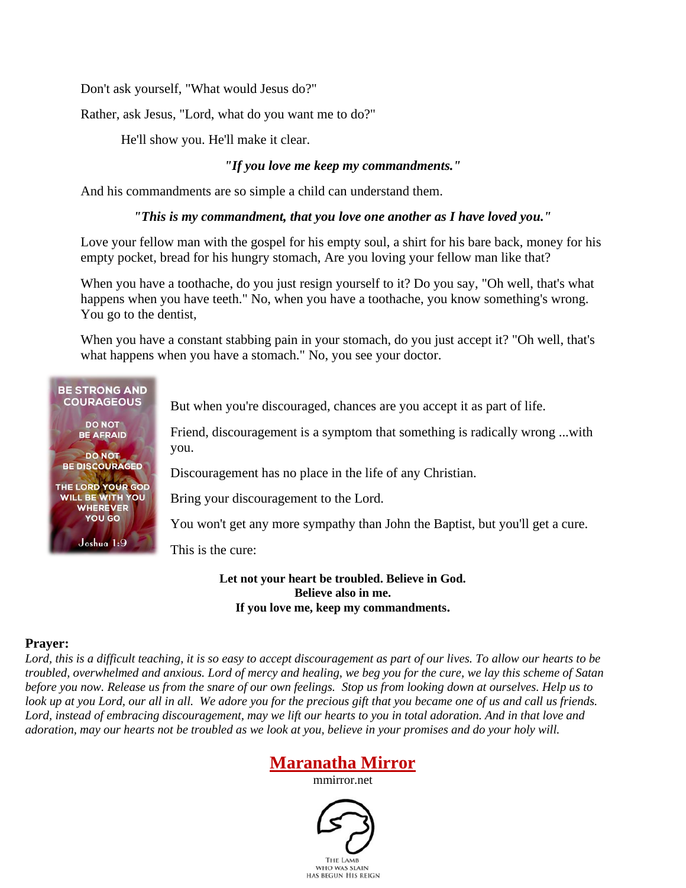Don't ask yourself, "What would Jesus do?"

Rather, ask Jesus, "Lord, what do you want me to do?"

He'll show you. He'll make it clear.

***"If you love me keep my commandments."***

And his commandments are so simple a child can understand them.

***"This is my commandment, that you love one another as I have loved you."***

Love your fellow man with the gospel for his empty soul, a shirt for his bare back, money for his empty pocket, bread for his hungry stomach, Are you loving your fellow man like that?

When you have a toothache, do you just resign yourself to it? Do you say, "Oh well, that's what happens when you have teeth." No, when you have a toothache, you know something's wrong. You go to the dentist,

When you have a constant stabbing pain in your stomach, do you just accept it? "Oh well, that's what happens when you have a stomach." No, you see your doctor.

BE STRONG AND COURAGEOUS

DO NOT BE AFRAID

DO NOT BE DISCOURAGED

THE LORD YOUR GOD WILL BE WITH YOU WHEREVER YOU GO

Joshua 1:9

But when you're discouraged, chances are you accept it as part of life.

Friend, discouragement is a symptom that something is radically wrong ...with you.

Discouragement has no place in the life of any Christian.

Bring your discouragement to the Lord.

You won't get any more sympathy than John the Baptist, but you'll get a cure.

This is the cure:

**Let not your heart be troubled. Believe in God.**
**Believe also in me.**
**If you love me, keep my commandments.**

**Prayer:**
*Lord, this is a difficult teaching, it is so easy to accept discouragement as part of our lives. To allow our hearts to be troubled, overwhelmed and anxious. Lord of mercy and healing, we beg you for the cure, we lay this scheme of Satan before you now. Release us from the snare of our own feelings. Stop us from looking down at ourselves. Help us to look up at you Lord, our all in all. We adore you for the precious gift that you became one of us and call us friends. Lord, instead of embracing discouragement, may we lift our hearts to you in total adoration. And in that love and adoration, may our hearts not be troubled as we look at you, believe in your promises and do your holy will.*

**Maranatha Mirror**

mmirror.net

THE LAMB WHO WAS SLAIN HAS BEGUN HIS REIGN